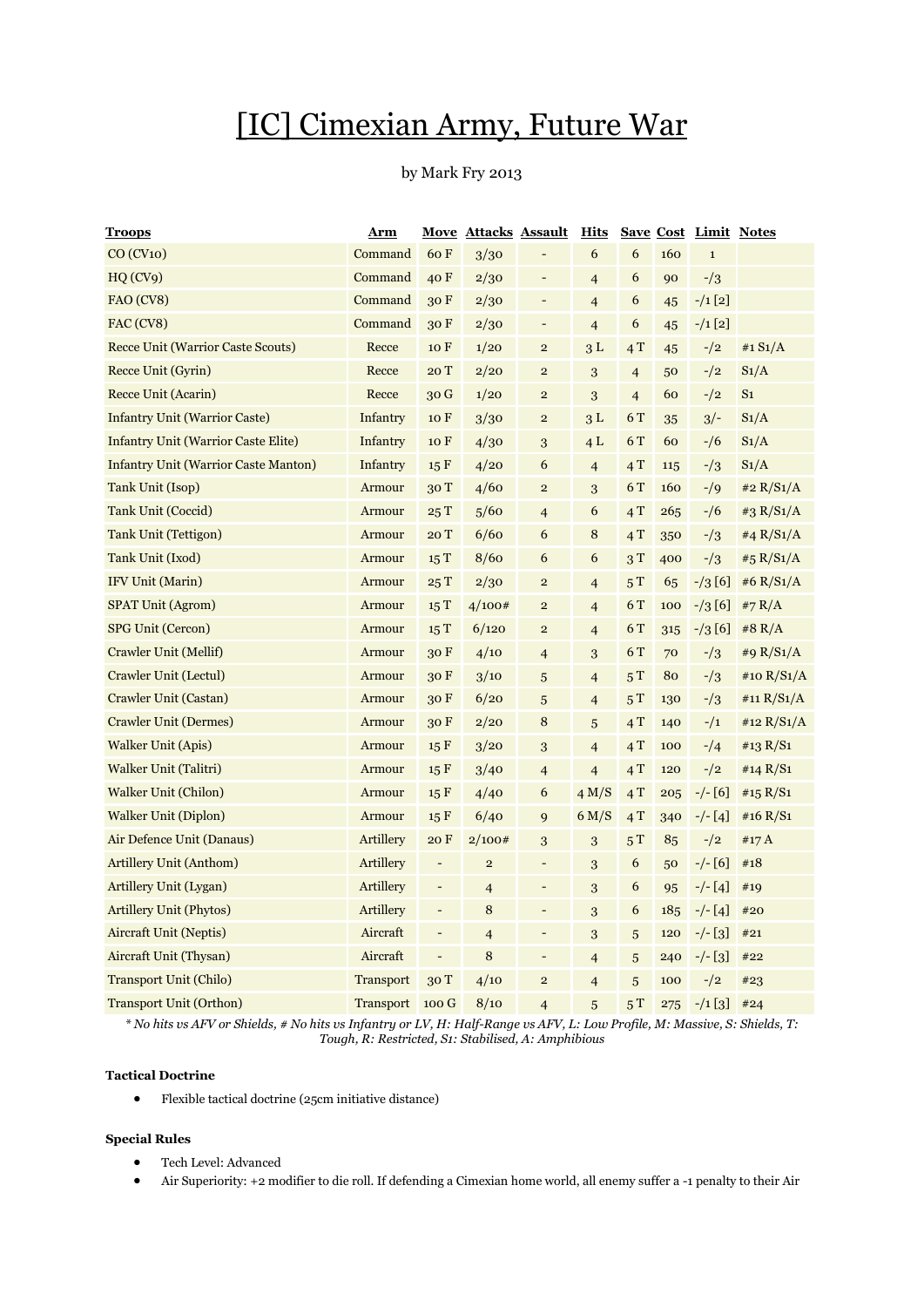# [IC] Cimexian Army, Future War

by Mark Fry 2013

| Troops | Arm | Move | Attacks | Assault | Hits | Save | Cost | Limit | Notes |
|---|---|---|---|---|---|---|---|---|---|
| CO (CV10) | Command | 60 F | 3/30 | - | 6 | 6 | 160 | 1 | |
| HQ (CV9) | Command | 40 F | 2/30 | - | 4 | 6 | 90 | -/3 | |
| FAO (CV8) | Command | 30 F | 2/30 | - | 4 | 6 | 45 | -/1 [2] | |
| FAC (CV8) | Command | 30 F | 2/30 | - | 4 | 6 | 45 | -/1 [2] | |
| Recce Unit (Warrior Caste Scouts) | Recce | 10 F | 1/20 | 2 | 3 L | 4 T | 45 | -/2 | #1 S1/A |
| Recce Unit (Gyrin) | Recce | 20 T | 2/20 | 2 | 3 | 4 | 50 | -/2 | S1/A |
| Recce Unit (Acarin) | Recce | 30 G | 1/20 | 2 | 3 | 4 | 60 | -/2 | S1 |
| Infantry Unit (Warrior Caste) | Infantry | 10 F | 3/30 | 2 | 3 L | 6 T | 35 | 3/- | S1/A |
| Infantry Unit (Warrior Caste Elite) | Infantry | 10 F | 4/30 | 3 | 4 L | 6 T | 60 | -/6 | S1/A |
| Infantry Unit (Warrior Caste Manton) | Infantry | 15 F | 4/20 | 6 | 4 | 4 T | 115 | -/3 | S1/A |
| Tank Unit (Isop) | Armour | 30 T | 4/60 | 2 | 3 | 6 T | 160 | -/9 | #2 R/S1/A |
| Tank Unit (Coccid) | Armour | 25 T | 5/60 | 4 | 6 | 4 T | 265 | -/6 | #3 R/S1/A |
| Tank Unit (Tettigon) | Armour | 20 T | 6/60 | 6 | 8 | 4 T | 350 | -/3 | #4 R/S1/A |
| Tank Unit (Ixod) | Armour | 15 T | 8/60 | 6 | 6 | 3 T | 400 | -/3 | #5 R/S1/A |
| IFV Unit (Marin) | Armour | 25 T | 2/30 | 2 | 4 | 5 T | 65 | -/3 [6] | #6 R/S1/A |
| SPAT Unit (Agrom) | Armour | 15 T | 4/100# | 2 | 4 | 6 T | 100 | -/3 [6] | #7 R/A |
| SPG Unit (Cercon) | Armour | 15 T | 6/120 | 2 | 4 | 6 T | 315 | -/3 [6] | #8 R/A |
| Crawler Unit (Mellif) | Armour | 30 F | 4/10 | 4 | 3 | 6 T | 70 | -/3 | #9 R/S1/A |
| Crawler Unit (Lectul) | Armour | 30 F | 3/10 | 5 | 4 | 5 T | 80 | -/3 | #10 R/S1/A |
| Crawler Unit (Castan) | Armour | 30 F | 6/20 | 5 | 4 | 5 T | 130 | -/3 | #11 R/S1/A |
| Crawler Unit (Dermes) | Armour | 30 F | 2/20 | 8 | 5 | 4 T | 140 | -/1 | #12 R/S1/A |
| Walker Unit (Apis) | Armour | 15 F | 3/20 | 3 | 4 | 4 T | 100 | -/4 | #13 R/S1 |
| Walker Unit (Talitri) | Armour | 15 F | 3/40 | 4 | 4 | 4 T | 120 | -/2 | #14 R/S1 |
| Walker Unit (Chilon) | Armour | 15 F | 4/40 | 6 | 4 M/S | 4 T | 205 | -/- [6] | #15 R/S1 |
| Walker Unit (Diplon) | Armour | 15 F | 6/40 | 9 | 6 M/S | 4 T | 340 | -/- [4] | #16 R/S1 |
| Air Defence Unit (Danaus) | Artillery | 20 F | 2/100# | 3 | 3 | 5 T | 85 | -/2 | #17 A |
| Artillery Unit (Anthom) | Artillery | - | 2 | - | 3 | 6 | 50 | -/- [6] | #18 |
| Artillery Unit (Lygan) | Artillery | - | 4 | - | 3 | 6 | 95 | -/- [4] | #19 |
| Artillery Unit (Phytos) | Artillery | - | 8 | - | 3 | 6 | 185 | -/- [4] | #20 |
| Aircraft Unit (Neptis) | Aircraft | - | 4 | - | 3 | 5 | 120 | -/- [3] | #21 |
| Aircraft Unit (Thysan) | Aircraft | - | 8 | - | 4 | 5 | 240 | -/- [3] | #22 |
| Transport Unit (Chilo) | Transport | 30 T | 4/10 | 2 | 4 | 5 | 100 | -/2 | #23 |
| Transport Unit (Orthon) | Transport | 100 G | 8/10 | 4 | 5 | 5 T | 275 | -/1 [3] | #24 |

*\* No hits vs AFV or Shields, # No hits vs Infantry or LV, H: Half-Range vs AFV, L: Low Profile, M: Massive, S: Shields, T: Tough, R: Restricted, S1: Stabilised, A: Amphibious*

**Tactical Doctrine**

- Flexible tactical doctrine (25cm initiative distance)

**Special Rules**

- Tech Level: Advanced
- Air Superiority: +2 modifier to die roll. If defending a Cimexian home world, all enemy suffer a -1 penalty to their Air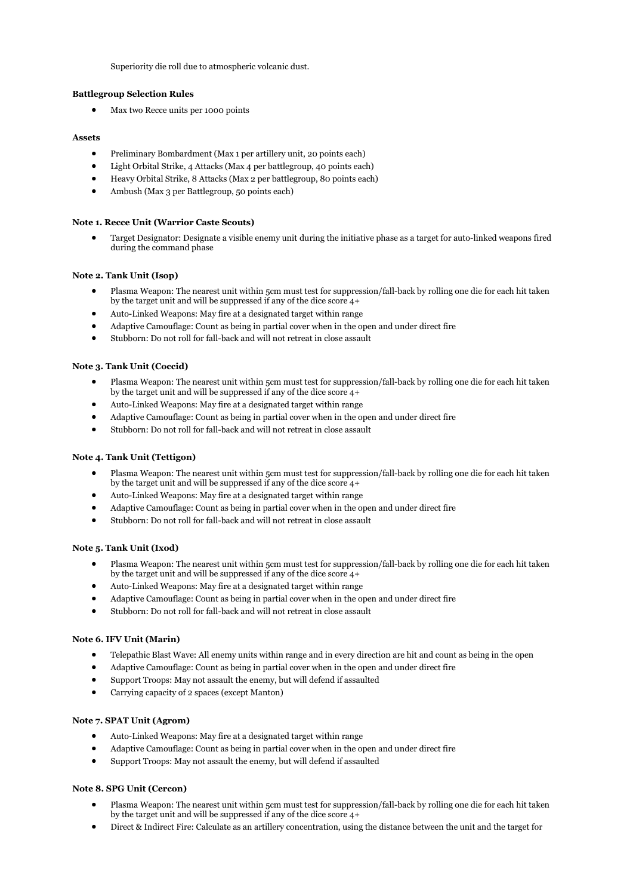Superiority die roll due to atmospheric volcanic dust.

**Battlegroup Selection Rules**

- Max two Recce units per 1000 points

**Assets**

- Preliminary Bombardment (Max 1 per artillery unit, 20 points each)
- Light Orbital Strike, 4 Attacks (Max 4 per battlegroup, 40 points each)
- Heavy Orbital Strike, 8 Attacks (Max 2 per battlegroup, 80 points each)
- Ambush (Max 3 per Battlegroup, 50 points each)

**Note 1. Recce Unit (Warrior Caste Scouts)**

- Target Designator: Designate a visible enemy unit during the initiative phase as a target for auto-linked weapons fired during the command phase

**Note 2. Tank Unit (Isop)**

- Plasma Weapon: The nearest unit within 5cm must test for suppression/fall-back by rolling one die for each hit taken by the target unit and will be suppressed if any of the dice score 4+
- Auto-Linked Weapons: May fire at a designated target within range
- Adaptive Camouflage: Count as being in partial cover when in the open and under direct fire
- Stubborn: Do not roll for fall-back and will not retreat in close assault

**Note 3. Tank Unit (Coccid)**

- Plasma Weapon: The nearest unit within 5cm must test for suppression/fall-back by rolling one die for each hit taken by the target unit and will be suppressed if any of the dice score 4+
- Auto-Linked Weapons: May fire at a designated target within range
- Adaptive Camouflage: Count as being in partial cover when in the open and under direct fire
- Stubborn: Do not roll for fall-back and will not retreat in close assault

**Note 4. Tank Unit (Tettigon)**

- Plasma Weapon: The nearest unit within 5cm must test for suppression/fall-back by rolling one die for each hit taken by the target unit and will be suppressed if any of the dice score 4+
- Auto-Linked Weapons: May fire at a designated target within range
- Adaptive Camouflage: Count as being in partial cover when in the open and under direct fire
- Stubborn: Do not roll for fall-back and will not retreat in close assault

**Note 5. Tank Unit (Ixod)**

- Plasma Weapon: The nearest unit within 5cm must test for suppression/fall-back by rolling one die for each hit taken by the target unit and will be suppressed if any of the dice score 4+
- Auto-Linked Weapons: May fire at a designated target within range
- Adaptive Camouflage: Count as being in partial cover when in the open and under direct fire
- Stubborn: Do not roll for fall-back and will not retreat in close assault

**Note 6. IFV Unit (Marin)**

- Telepathic Blast Wave: All enemy units within range and in every direction are hit and count as being in the open
- Adaptive Camouflage: Count as being in partial cover when in the open and under direct fire
- Support Troops: May not assault the enemy, but will defend if assaulted
- Carrying capacity of 2 spaces (except Manton)

**Note 7. SPAT Unit (Agrom)**

- Auto-Linked Weapons: May fire at a designated target within range
- Adaptive Camouflage: Count as being in partial cover when in the open and under direct fire
- Support Troops: May not assault the enemy, but will defend if assaulted

**Note 8. SPG Unit (Cercon)**

- Plasma Weapon: The nearest unit within 5cm must test for suppression/fall-back by rolling one die for each hit taken by the target unit and will be suppressed if any of the dice score 4+
- Direct & Indirect Fire: Calculate as an artillery concentration, using the distance between the unit and the target for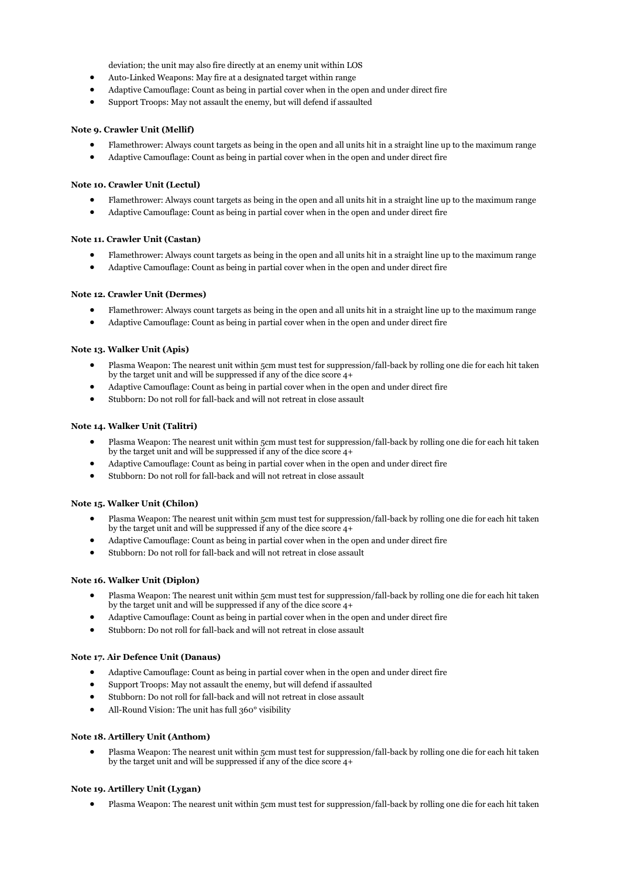deviation; the unit may also fire directly at an enemy unit within LOS

- Auto-Linked Weapons: May fire at a designated target within range
- Adaptive Camouflage: Count as being in partial cover when in the open and under direct fire
- Support Troops: May not assault the enemy, but will defend if assaulted

**Note 9. Crawler Unit (Mellif)**

- Flamethrower: Always count targets as being in the open and all units hit in a straight line up to the maximum range
- Adaptive Camouflage: Count as being in partial cover when in the open and under direct fire

**Note 10. Crawler Unit (Lectul)**

- Flamethrower: Always count targets as being in the open and all units hit in a straight line up to the maximum range
- Adaptive Camouflage: Count as being in partial cover when in the open and under direct fire

**Note 11. Crawler Unit (Castan)**

- Flamethrower: Always count targets as being in the open and all units hit in a straight line up to the maximum range
- Adaptive Camouflage: Count as being in partial cover when in the open and under direct fire

**Note 12. Crawler Unit (Dermes)**

- Flamethrower: Always count targets as being in the open and all units hit in a straight line up to the maximum range
- Adaptive Camouflage: Count as being in partial cover when in the open and under direct fire

**Note 13. Walker Unit (Apis)**

- Plasma Weapon: The nearest unit within 5cm must test for suppression/fall-back by rolling one die for each hit taken by the target unit and will be suppressed if any of the dice score 4+
- Adaptive Camouflage: Count as being in partial cover when in the open and under direct fire
- Stubborn: Do not roll for fall-back and will not retreat in close assault

**Note 14. Walker Unit (Talitri)**

- Plasma Weapon: The nearest unit within 5cm must test for suppression/fall-back by rolling one die for each hit taken by the target unit and will be suppressed if any of the dice score 4+
- Adaptive Camouflage: Count as being in partial cover when in the open and under direct fire
- Stubborn: Do not roll for fall-back and will not retreat in close assault

**Note 15. Walker Unit (Chilon)**

- Plasma Weapon: The nearest unit within 5cm must test for suppression/fall-back by rolling one die for each hit taken by the target unit and will be suppressed if any of the dice score 4+
- Adaptive Camouflage: Count as being in partial cover when in the open and under direct fire
- Stubborn: Do not roll for fall-back and will not retreat in close assault

**Note 16. Walker Unit (Diplon)**

- Plasma Weapon: The nearest unit within 5cm must test for suppression/fall-back by rolling one die for each hit taken by the target unit and will be suppressed if any of the dice score 4+
- Adaptive Camouflage: Count as being in partial cover when in the open and under direct fire
- Stubborn: Do not roll for fall-back and will not retreat in close assault

**Note 17. Air Defence Unit (Danaus)**

- Adaptive Camouflage: Count as being in partial cover when in the open and under direct fire
- Support Troops: May not assault the enemy, but will defend if assaulted
- Stubborn: Do not roll for fall-back and will not retreat in close assault
- All-Round Vision: The unit has full 360° visibility

**Note 18. Artillery Unit (Anthom)**

- Plasma Weapon: The nearest unit within 5cm must test for suppression/fall-back by rolling one die for each hit taken by the target unit and will be suppressed if any of the dice score 4+

**Note 19. Artillery Unit (Lygan)**

- Plasma Weapon: The nearest unit within 5cm must test for suppression/fall-back by rolling one die for each hit taken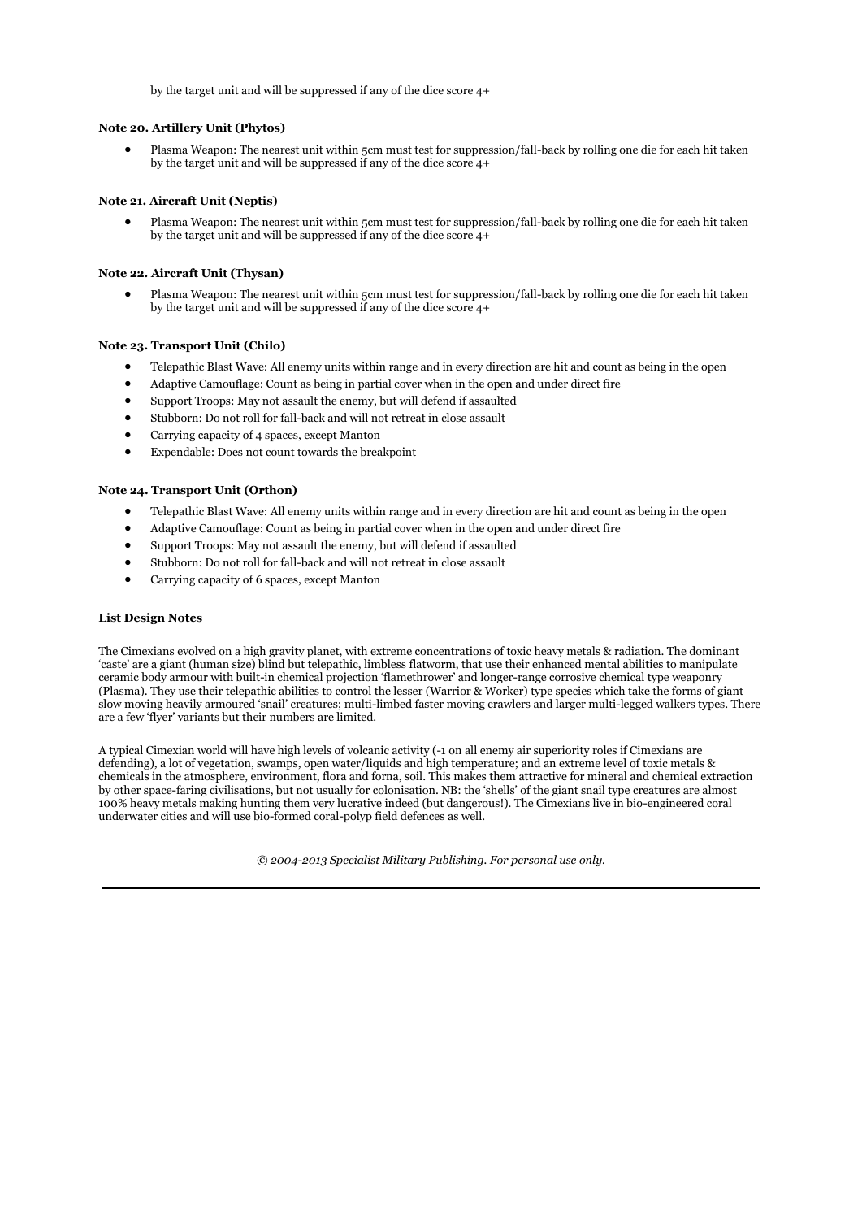by the target unit and will be suppressed if any of the dice score 4+

**Note 20. Artillery Unit (Phytos)**

- Plasma Weapon: The nearest unit within 5cm must test for suppression/fall-back by rolling one die for each hit taken by the target unit and will be suppressed if any of the dice score 4+

**Note 21. Aircraft Unit (Neptis)**

- Plasma Weapon: The nearest unit within 5cm must test for suppression/fall-back by rolling one die for each hit taken by the target unit and will be suppressed if any of the dice score 4+

**Note 22. Aircraft Unit (Thysan)**

- Plasma Weapon: The nearest unit within 5cm must test for suppression/fall-back by rolling one die for each hit taken by the target unit and will be suppressed if any of the dice score 4+

**Note 23. Transport Unit (Chilo)**

- Telepathic Blast Wave: All enemy units within range and in every direction are hit and count as being in the open
- Adaptive Camouflage: Count as being in partial cover when in the open and under direct fire
- Support Troops: May not assault the enemy, but will defend if assaulted
- Stubborn: Do not roll for fall-back and will not retreat in close assault
- Carrying capacity of 4 spaces, except Manton
- Expendable: Does not count towards the breakpoint

**Note 24. Transport Unit (Orthon)**

- Telepathic Blast Wave: All enemy units within range and in every direction are hit and count as being in the open
- Adaptive Camouflage: Count as being in partial cover when in the open and under direct fire
- Support Troops: May not assault the enemy, but will defend if assaulted
- Stubborn: Do not roll for fall-back and will not retreat in close assault
- Carrying capacity of 6 spaces, except Manton

**List Design Notes**

The Cimexians evolved on a high gravity planet, with extreme concentrations of toxic heavy metals & radiation. The dominant 'caste' are a giant (human size) blind but telepathic, limbless flatworm, that use their enhanced mental abilities to manipulate ceramic body armour with built-in chemical projection 'flamethrower' and longer-range corrosive chemical type weaponry (Plasma). They use their telepathic abilities to control the lesser (Warrior & Worker) type species which take the forms of giant slow moving heavily armoured 'snail' creatures; multi-limbed faster moving crawlers and larger multi-legged walkers types. There are a few 'flyer' variants but their numbers are limited.

A typical Cimexian world will have high levels of volcanic activity (-1 on all enemy air superiority roles if Cimexians are defending), a lot of vegetation, swamps, open water/liquids and high temperature; and an extreme level of toxic metals & chemicals in the atmosphere, environment, flora and forna, soil. This makes them attractive for mineral and chemical extraction by other space-faring civilisations, but not usually for colonisation. NB: the 'shells' of the giant snail type creatures are almost 100% heavy metals making hunting them very lucrative indeed (but dangerous!). The Cimexians live in bio-engineered coral underwater cities and will use bio-formed coral-polyp field defences as well.

*© 2004-2013 Specialist Military Publishing. For personal use only.*